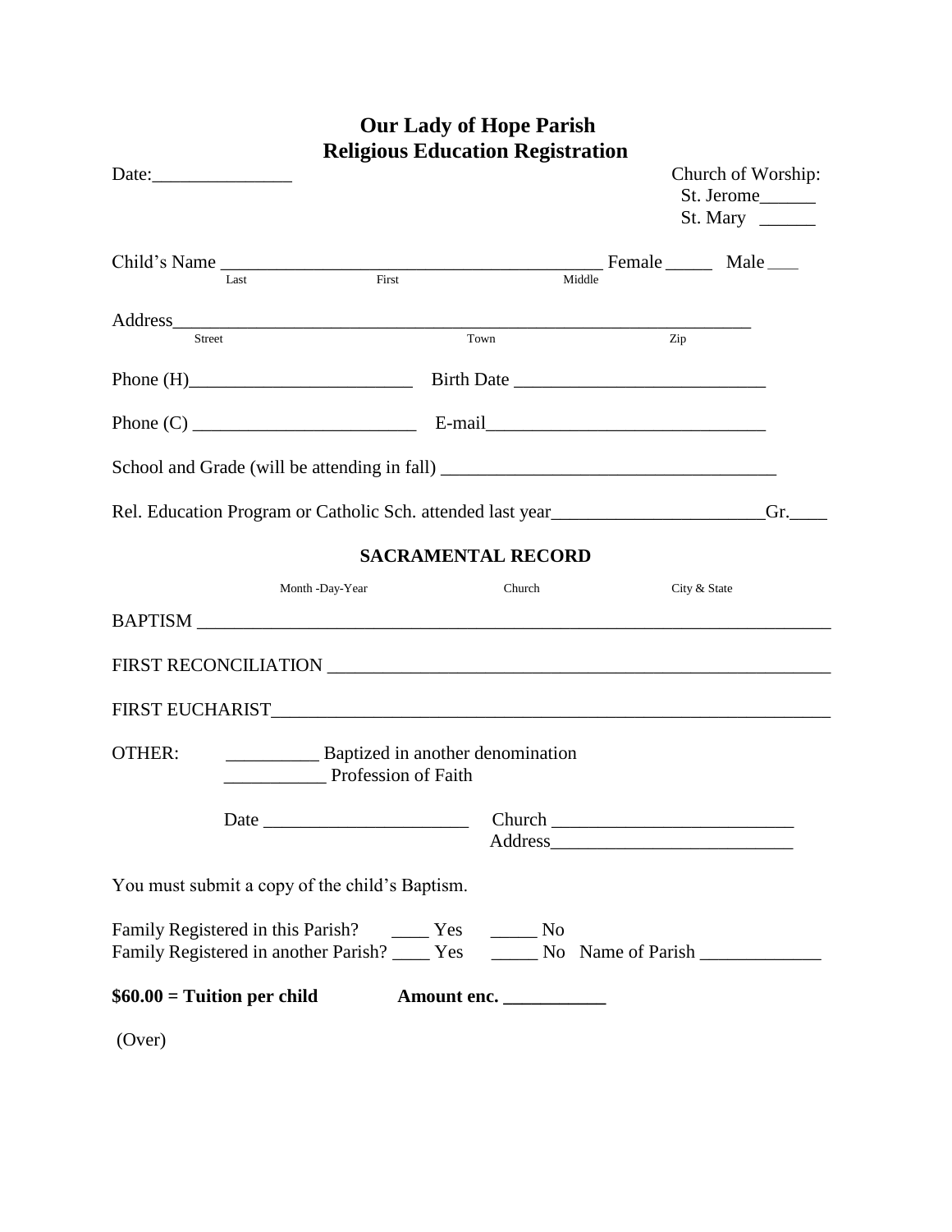# Our Lady of Hope Parish
## Religious Education Registration

Date:_______________

Church of Worship:
St. Jerome______
St. Mary ______

Child's Name _________________________________________ Female _____ Male ___
Last First Middle

Address_____________________________________________________________
Street Town Zip

Phone (H)________________________ Birth Date __________________________

Phone (C) ________________________ E-mail_____________________________

School and Grade (will be attending in fall) ___________________________________

Rel. Education Program or Catholic Sch. attended last year______________________Gr.____

### SACRAMENTAL RECORD

Month -Day-Year Church City & State

BAPTISM ______________________________________________________________________

FIRST RECONCILIATION _________________________________________________________

FIRST EUCHARIST_______________________________________________________________

OTHER: __________ Baptized in another denomination
___________ Profession of Faith

Date ______________________ Church _________________________
Address_________________________

You must submit a copy of the child's Baptism.

Family Registered in this Parish? ____ Yes _____ No
Family Registered in another Parish? ____ Yes _____ No Name of Parish _____________

**$60.00 = Tuition per child** **Amount enc. ___________**

(Over)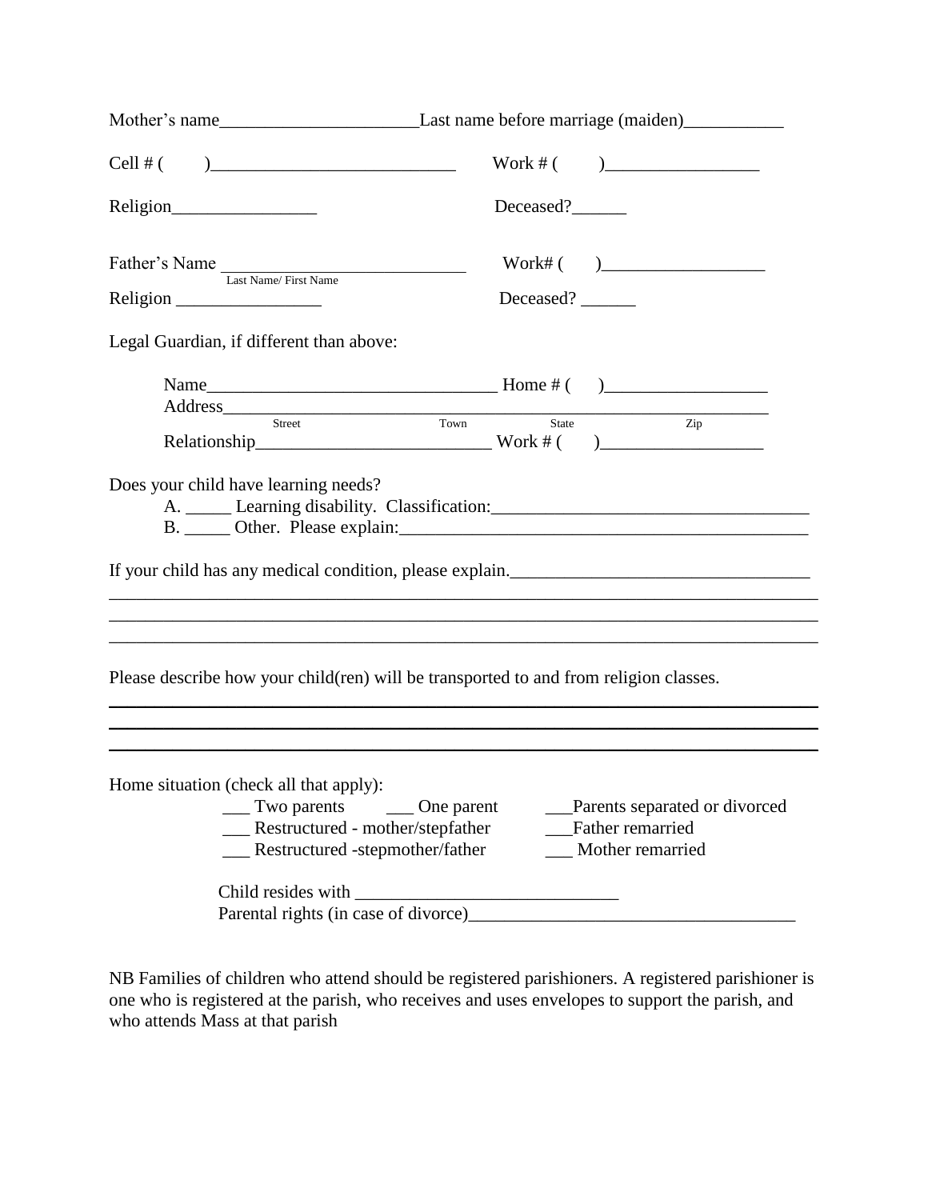Mother's name______________________Last name before marriage (maiden)___________

Cell # (      )___________________________      Work # (      )_________________

Religion________________      Deceased?______

Father's Name ___________________________      Work# (      )__________________
Last Name/ First Name

Religion ________________      Deceased? ______

Legal Guardian, if different than above:

Name________________________________ Home # (      )__________________

Address_____________________________________________________________
Street      Town      State      Zip

Relationship__________________________ Work # (      )__________________

Does your child have learning needs?

A. _____ Learning disability. Classification:__________________________________

B. _____ Other. Please explain:_____________________________________________

If your child has any medical condition, please explain._________________________________

_____________________________________________________________________________

_____________________________________________________________________________

_____________________________________________________________________________

Please describe how your child(ren) will be transported to and from religion classes.

_____________________________________________________________________________

_____________________________________________________________________________

_____________________________________________________________________________

Home situation (check all that apply):

___ Two parents      ___ One parent      ___Parents separated or divorced

___ Restructured - mother/stepfather      ___Father remarried

___ Restructured -stepmother/father      ___ Mother remarried

Child resides with ____________________________

Parental rights (in case of divorce)____________________________________

NB Families of children who attend should be registered parishioners. A registered parishioner is one who is registered at the parish, who receives and uses envelopes to support the parish, and who attends Mass at that parish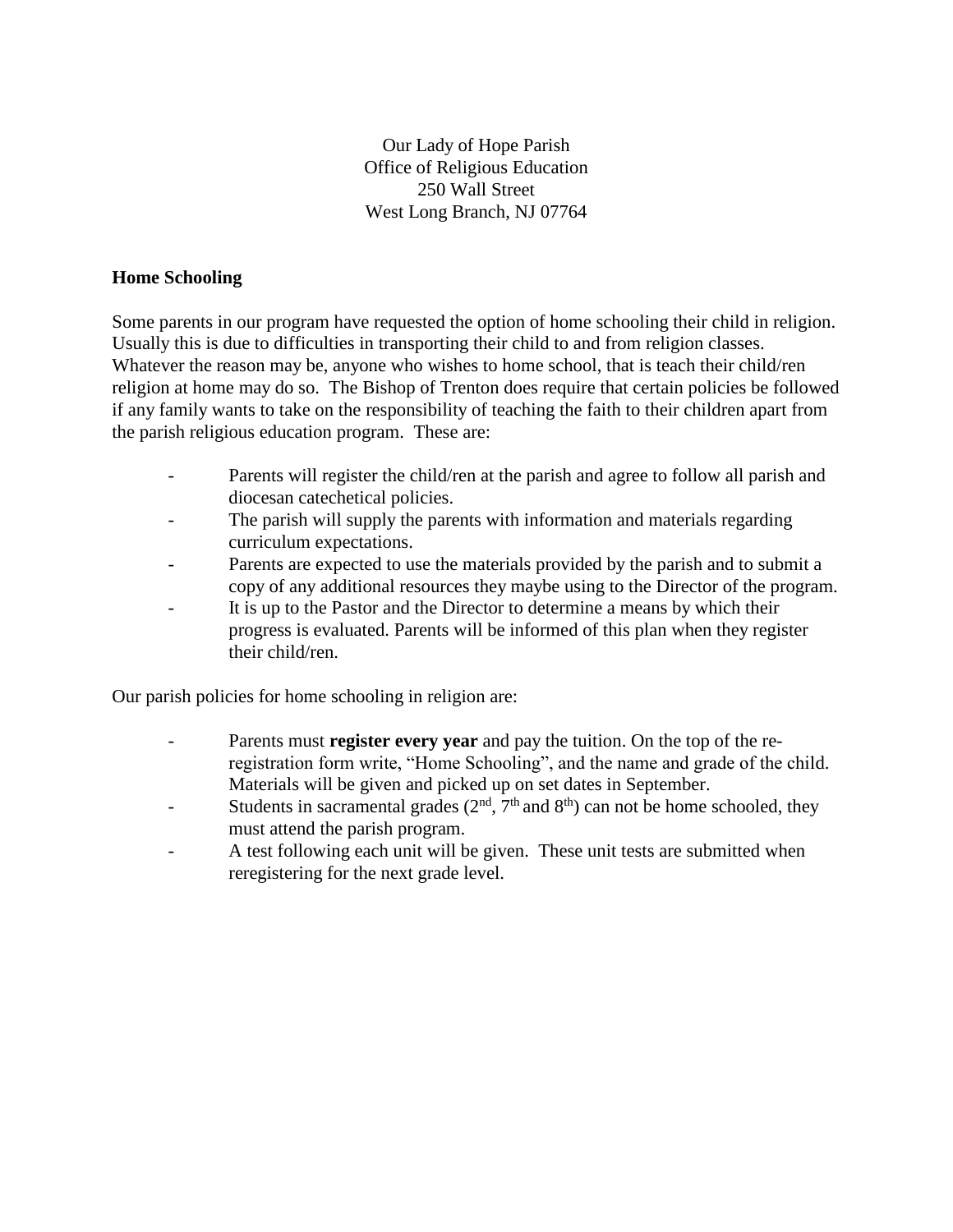Our Lady of Hope Parish
Office of Religious Education
250 Wall Street
West Long Branch, NJ 07764

**Home Schooling**

Some parents in our program have requested the option of home schooling their child in religion. Usually this is due to difficulties in transporting their child to and from religion classes. Whatever the reason may be, anyone who wishes to home school, that is teach their child/ren religion at home may do so. The Bishop of Trenton does require that certain policies be followed if any family wants to take on the responsibility of teaching the faith to their children apart from the parish religious education program. These are:

- Parents will register the child/ren at the parish and agree to follow all parish and diocesan catechetical policies.
- The parish will supply the parents with information and materials regarding curriculum expectations.
- Parents are expected to use the materials provided by the parish and to submit a copy of any additional resources they maybe using to the Director of the program.
- It is up to the Pastor and the Director to determine a means by which their progress is evaluated. Parents will be informed of this plan when they register their child/ren.

Our parish policies for home schooling in religion are:

- Parents must **register every year** and pay the tuition. On the top of the re-registration form write, "Home Schooling", and the name and grade of the child. Materials will be given and picked up on set dates in September.
- Students in sacramental grades (2nd, 7th and 8th) can not be home schooled, they must attend the parish program.
- A test following each unit will be given. These unit tests are submitted when reregistering for the next grade level.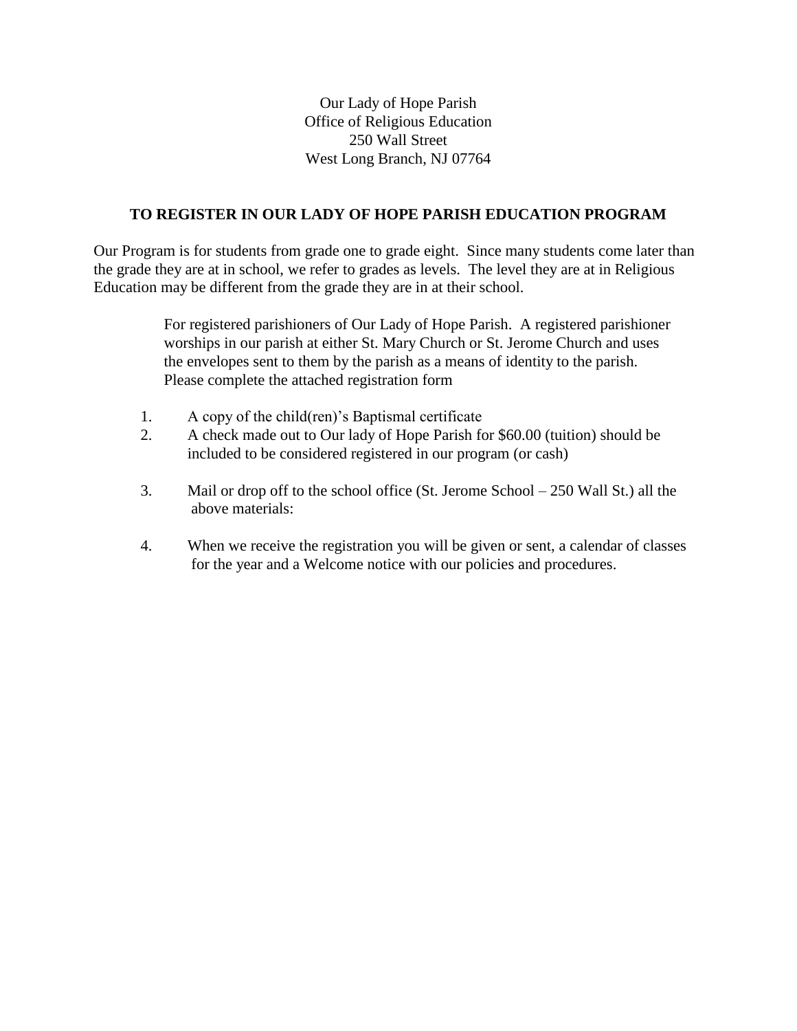Our Lady of Hope Parish
Office of Religious Education
250 Wall Street
West Long Branch, NJ 07764

**TO REGISTER IN OUR LADY OF HOPE PARISH EDUCATION PROGRAM**

Our Program is for students from grade one to grade eight. Since many students come later than the grade they are at in school, we refer to grades as levels. The level they are at in Religious Education may be different from the grade they are in at their school.

For registered parishioners of Our Lady of Hope Parish. A registered parishioner worships in our parish at either St. Mary Church or St. Jerome Church and uses the envelopes sent to them by the parish as a means of identity to the parish. Please complete the attached registration form

1. A copy of the child(ren)'s Baptismal certificate
2. A check made out to Our lady of Hope Parish for $60.00 (tuition) should be included to be considered registered in our program (or cash)
3. Mail or drop off to the school office (St. Jerome School – 250 Wall St.) all the above materials:
4. When we receive the registration you will be given or sent, a calendar of classes for the year and a Welcome notice with our policies and procedures.